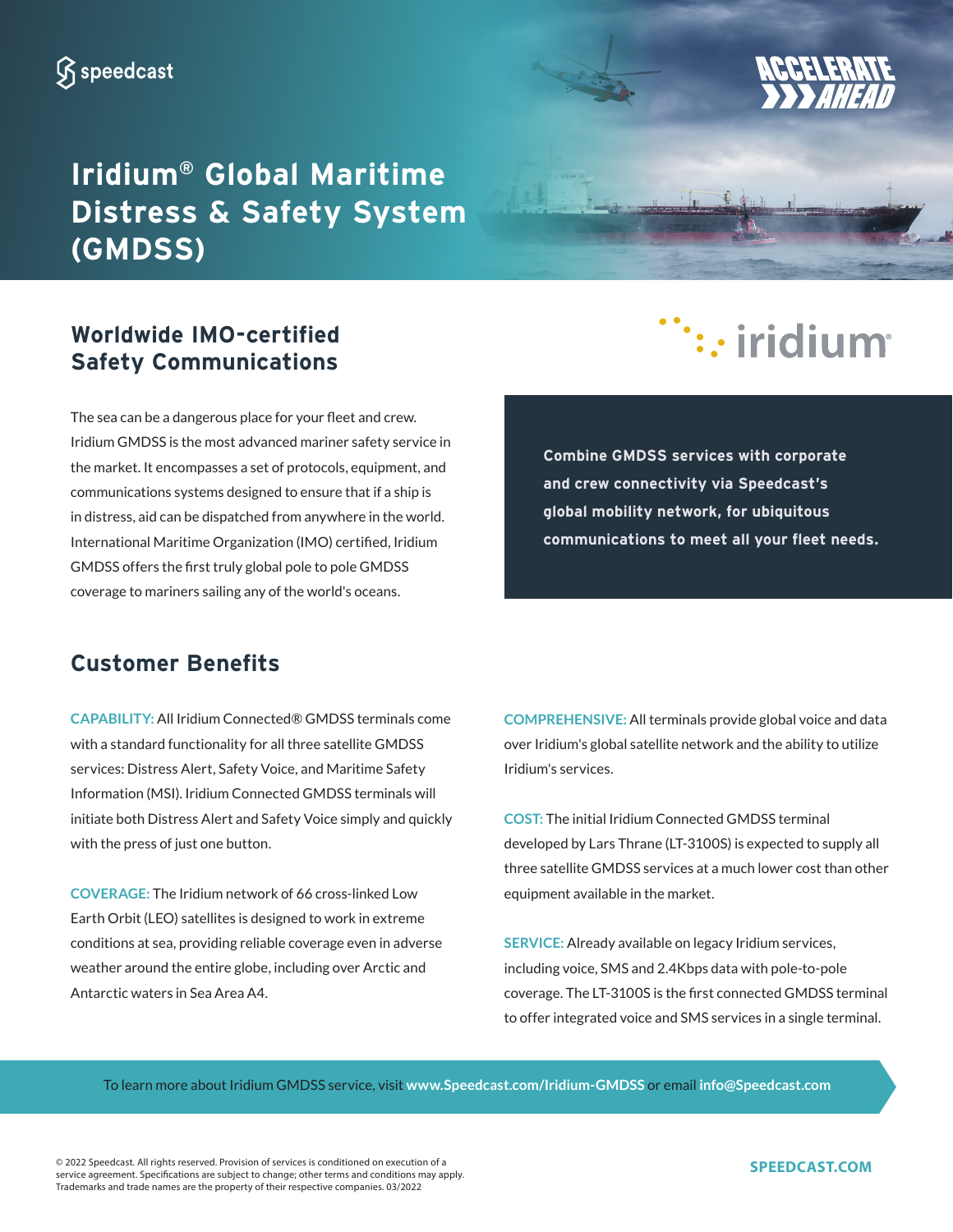speedcast

ACCELERATE AHEAD

# Iridium® Global Maritime Distress & Safety System (GMDSS)

## Worldwide IMO-certified Safety Communications

The sea can be a dangerous place for your fleet and crew. Iridium GMDSS is the most advanced mariner safety service in the market. It encompasses a set of protocols, equipment, and communications systems designed to ensure that if a ship is in distress, aid can be dispatched from anywhere in the world. International Maritime Organization (IMO) certified, Iridium GMDSS offers the first truly global pole to pole GMDSS coverage to mariners sailing any of the world's oceans.

iridium

**Combine GMDSS services with corporate and crew connectivity via Speedcast's global mobility network, for ubiquitous communications to meet all your fleet needs.**

## Customer Benefits

**CAPABILITY:** All Iridium Connected® GMDSS terminals come with a standard functionality for all three satellite GMDSS services: Distress Alert, Safety Voice, and Maritime Safety Information (MSI). Iridium Connected GMDSS terminals will initiate both Distress Alert and Safety Voice simply and quickly with the press of just one button.

**COVERAGE:** The Iridium network of 66 cross-linked Low Earth Orbit (LEO) satellites is designed to work in extreme conditions at sea, providing reliable coverage even in adverse weather around the entire globe, including over Arctic and Antarctic waters in Sea Area A4.

**COMPREHENSIVE:** All terminals provide global voice and data over Iridium's global satellite network and the ability to utilize Iridium's services.

**COST:** The initial Iridium Connected GMDSS terminal developed by Lars Thrane (LT-3100S) is expected to supply all three satellite GMDSS services at a much lower cost than other equipment available in the market.

**SERVICE:** Already available on legacy Iridium services, including voice, SMS and 2.4Kbps data with pole-to-pole coverage. The LT-3100S is the first connected GMDSS terminal to offer integrated voice and SMS services in a single terminal.

To learn more about Iridium GMDSS service, visit **www.Speedcast.com/Iridium-GMDSS** or email **info@Speedcast.com**

© 2022 Speedcast. All rights reserved. Provision of services is conditioned on execution of a service agreement. Specifications are subject to change; other terms and conditions may apply. Trademarks and trade names are the property of their respective companies. 03/2022

**SPEEDCAST.COM**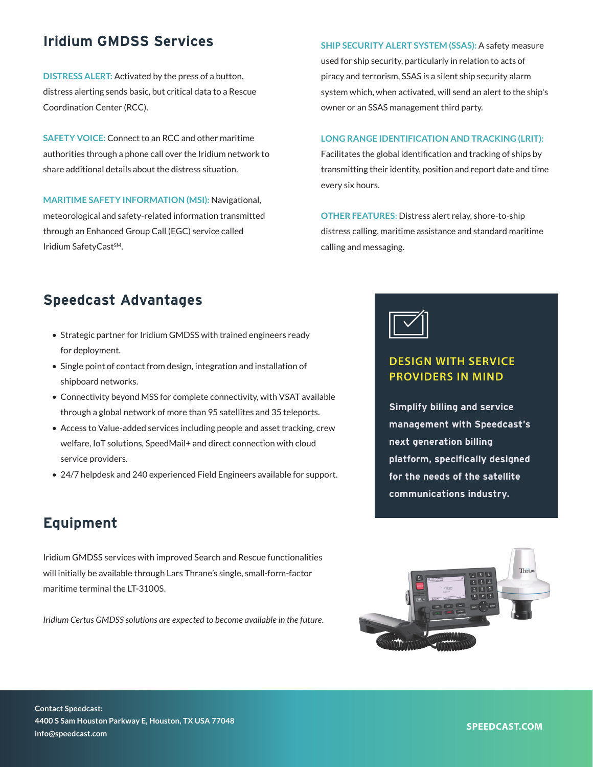## Iridium GMDSS Services

**DISTRESS ALERT:** Activated by the press of a button, distress alerting sends basic, but critical data to a Rescue Coordination Center (RCC).

**SAFETY VOICE:** Connect to an RCC and other maritime authorities through a phone call over the Iridium network to share additional details about the distress situation.

**MARITIME SAFETY INFORMATION (MSI):** Navigational, meteorological and safety-related information transmitted through an Enhanced Group Call (EGC) service called Iridium SafetyCast℠.

**SHIP SECURITY ALERT SYSTEM (SSAS):** A safety measure used for ship security, particularly in relation to acts of piracy and terrorism, SSAS is a silent ship security alarm system which, when activated, will send an alert to the ship's owner or an SSAS management third party.

**LONG RANGE IDENTIFICATION AND TRACKING (LRIT):** Facilitates the global identification and tracking of ships by transmitting their identity, position and report date and time every six hours.

**OTHER FEATURES:** Distress alert relay, shore-to-ship distress calling, maritime assistance and standard maritime calling and messaging.

## Speedcast Advantages

- Strategic partner for Iridium GMDSS with trained engineers ready for deployment.
- Single point of contact from design, integration and installation of shipboard networks.
- Connectivity beyond MSS for complete connectivity, with VSAT available through a global network of more than 95 satellites and 35 teleports.
- Access to Value-added services including people and asset tracking, crew welfare, IoT solutions, SpeedMail+ and direct connection with cloud service providers.
- 24/7 helpdesk and 240 experienced Field Engineers available for support.

### DESIGN WITH SERVICE PROVIDERS IN MIND

**Simplify billing and service management with Speedcast's next generation billing platform, specifically designed for the needs of the satellite communications industry.**

## Equipment

Iridium GMDSS services with improved Search and Rescue functionalities will initially be available through Lars Thrane's single, small-form-factor maritime terminal the LT-3100S.

*Iridium Certus GMDSS solutions are expected to become available in the future.*

**Contact Speedcast:**
**4400 S Sam Houston Parkway E, Houston, TX USA 77048**
**info@speedcast.com**

**SPEEDCAST.COM**